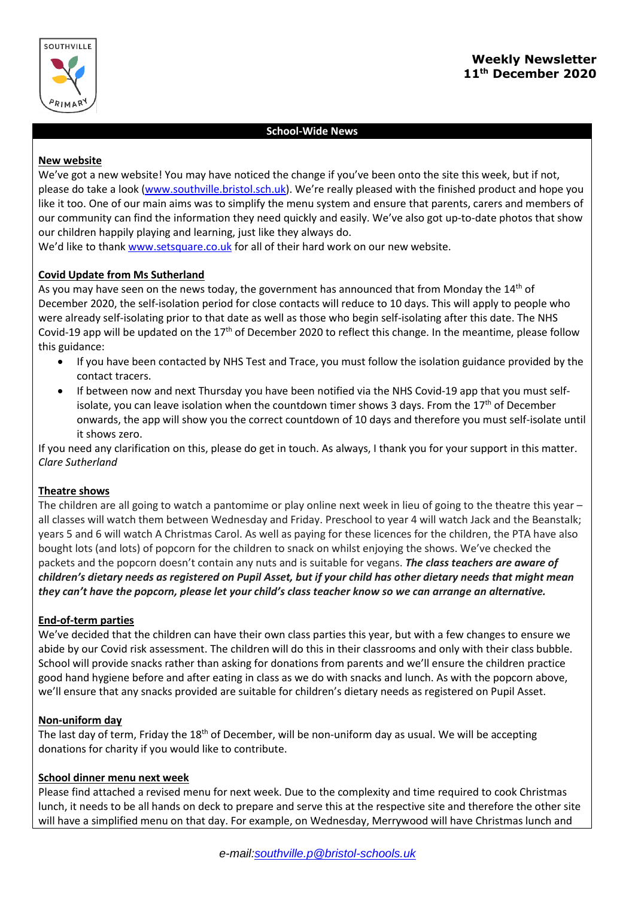SOUTHVILLE PRIMARY

# Weekly Newsletter
## 11th December 2020

## School-Wide News

### New website

We've got a new website! You may have noticed the change if you've been onto the site this week, but if not, please do take a look (www.southville.bristol.sch.uk). We're really pleased with the finished product and hope you like it too. One of our main aims was to simplify the menu system and ensure that parents, carers and members of our community can find the information they need quickly and easily. We've also got up-to-date photos that show our children happily playing and learning, just like they always do.

We'd like to thank www.setsquare.co.uk for all of their hard work on our new website.

### Covid Update from Ms Sutherland

As you may have seen on the news today, the government has announced that from Monday the 14th of December 2020, the self-isolation period for close contacts will reduce to 10 days. This will apply to people who were already self-isolating prior to that date as well as those who begin self-isolating after this date. The NHS Covid-19 app will be updated on the 17th of December 2020 to reflect this change. In the meantime, please follow this guidance:

- If you have been contacted by NHS Test and Trace, you must follow the isolation guidance provided by the contact tracers.
- If between now and next Thursday you have been notified via the NHS Covid-19 app that you must self-isolate, you can leave isolation when the countdown timer shows 3 days. From the 17th of December onwards, the app will show you the correct countdown of 10 days and therefore you must self-isolate until it shows zero.

If you need any clarification on this, please do get in touch. As always, I thank you for your support in this matter.
*Clare Sutherland*

### Theatre shows

The children are all going to watch a pantomime or play online next week in lieu of going to the theatre this year – all classes will watch them between Wednesday and Friday. Preschool to year 4 will watch Jack and the Beanstalk; years 5 and 6 will watch A Christmas Carol. As well as paying for these licences for the children, the PTA have also bought lots (and lots) of popcorn for the children to snack on whilst enjoying the shows. We've checked the packets and the popcorn doesn't contain any nuts and is suitable for vegans. ***The class teachers are aware of children's dietary needs as registered on Pupil Asset, but if your child has other dietary needs that might mean they can't have the popcorn, please let your child's class teacher know so we can arrange an alternative.***

### End-of-term parties

We've decided that the children can have their own class parties this year, but with a few changes to ensure we abide by our Covid risk assessment. The children will do this in their classrooms and only with their class bubble. School will provide snacks rather than asking for donations from parents and we'll ensure the children practice good hand hygiene before and after eating in class as we do with snacks and lunch. As with the popcorn above, we'll ensure that any snacks provided are suitable for children's dietary needs as registered on Pupil Asset.

### Non-uniform day

The last day of term, Friday the 18th of December, will be non-uniform day as usual. We will be accepting donations for charity if you would like to contribute.

### School dinner menu next week

Please find attached a revised menu for next week. Due to the complexity and time required to cook Christmas lunch, it needs to be all hands on deck to prepare and serve this at the respective site and therefore the other site will have a simplified menu on that day. For example, on Wednesday, Merrywood will have Christmas lunch and

e-mail:southville.p@bristol-schools.uk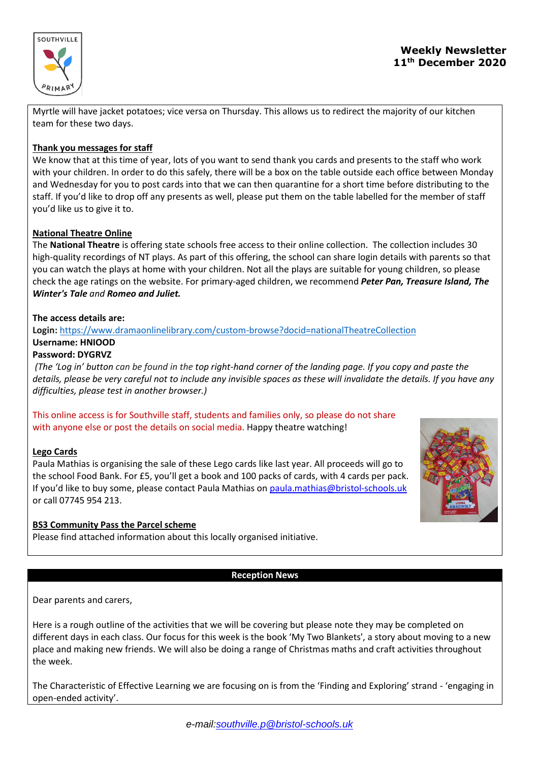Myrtle will have jacket potatoes; vice versa on Thursday. This allows us to redirect the majority of our kitchen team for these two days.

**Thank you messages for staff**

We know that at this time of year, lots of you want to send thank you cards and presents to the staff who work with your children. In order to do this safely, there will be a box on the table outside each office between Monday and Wednesday for you to post cards into that we can then quarantine for a short time before distributing to the staff. If you'd like to drop off any presents as well, please put them on the table labelled for the member of staff you'd like us to give it to.

**National Theatre Online**

The **National Theatre** is offering state schools free access to their online collection. The collection includes 30 high-quality recordings of NT plays. As part of this offering, the school can share login details with parents so that you can watch the plays at home with your children. Not all the plays are suitable for young children, so please check the age ratings on the website. For primary-aged children, we recommend ***Peter Pan, Treasure Island, The Winter's Tale*** *and* ***Romeo and Juliet.***

**The access details are:**

**Login:** https://www.dramaonlinelibrary.com/custom-browse?docid=nationalTheatreCollection
**Username: HNIOOD**
**Password: DYGRVZ**

*(The 'Log in' button can be found in the top right-hand corner of the landing page. If you copy and paste the details, please be very careful not to include any invisible spaces as these will invalidate the details. If you have any difficulties, please test in another browser.)*

This online access is for Southville staff, students and families only, so please do not share with anyone else or post the details on social media. Happy theatre watching!

**Lego Cards**

Paula Mathias is organising the sale of these Lego cards like last year. All proceeds will go to the school Food Bank. For £5, you'll get a book and 100 packs of cards, with 4 cards per pack. If you'd like to buy some, please contact Paula Mathias on paula.mathias@bristol-schools.uk or call 07745 954 213.

**BS3 Community Pass the Parcel scheme**

Please find attached information about this locally organised initiative.

## Reception News

Dear parents and carers,

Here is a rough outline of the activities that we will be covering but please note they may be completed on different days in each class. Our focus for this week is the book 'My Two Blankets', a story about moving to a new place and making new friends. We will also be doing a range of Christmas maths and craft activities throughout the week.

The Characteristic of Effective Learning we are focusing on is from the 'Finding and Exploring' strand - 'engaging in open-ended activity'.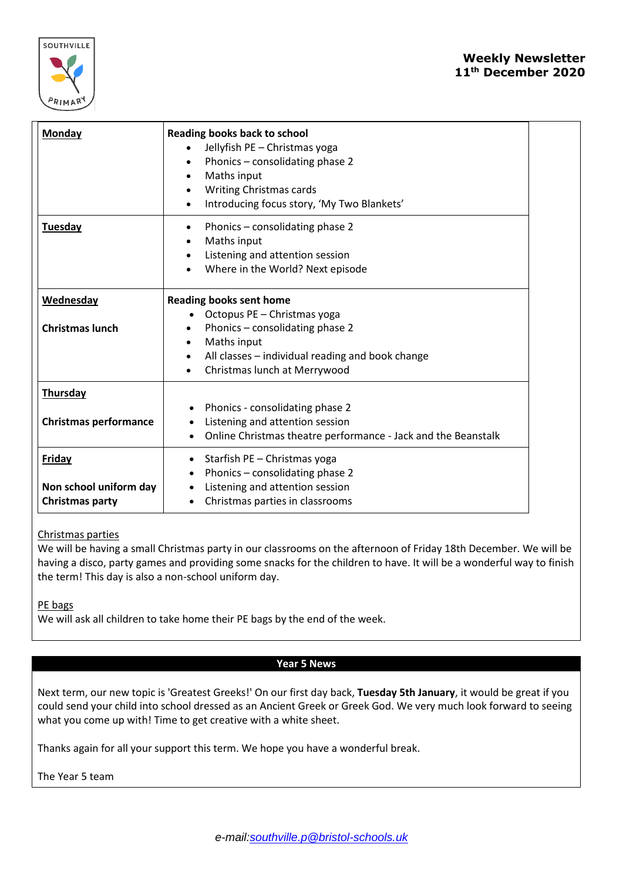SOUTHVILLE PRIMARY

**Weekly Newsletter**
**11th December 2020**

| | |
|---|---|
| **Monday** | **Reading books back to school**<br>• Jellyfish PE – Christmas yoga<br>• Phonics – consolidating phase 2<br>• Maths input<br>• Writing Christmas cards<br>• Introducing focus story, 'My Two Blankets' |
| **Tuesday** | • Phonics – consolidating phase 2<br>• Maths input<br>• Listening and attention session<br>• Where in the World? Next episode |
| **Wednesday**<br><br>**Christmas lunch** | **Reading books sent home**<br>• Octopus PE – Christmas yoga<br>• Phonics – consolidating phase 2<br>• Maths input<br>• All classes – individual reading and book change<br>• Christmas lunch at Merrywood |
| **Thursday**<br><br>**Christmas performance** | • Phonics - consolidating phase 2<br>• Listening and attention session<br>• Online Christmas theatre performance - Jack and the Beanstalk |
| **Friday**<br><br>**Non school uniform day**<br>**Christmas party** | • Starfish PE – Christmas yoga<br>• Phonics – consolidating phase 2<br>• Listening and attention session<br>• Christmas parties in classrooms |

Christmas parties

We will be having a small Christmas party in our classrooms on the afternoon of Friday 18th December. We will be having a disco, party games and providing some snacks for the children to have. It will be a wonderful way to finish the term! This day is also a non-school uniform day.

PE bags

We will ask all children to take home their PE bags by the end of the week.

## Year 5 News

Next term, our new topic is 'Greatest Greeks!' On our first day back, **Tuesday 5th January**, it would be great if you could send your child into school dressed as an Ancient Greek or Greek God. We very much look forward to seeing what you come up with! Time to get creative with a white sheet.

Thanks again for all your support this term. We hope you have a wonderful break.

The Year 5 team

*e-mail:southville.p@bristol-schools.uk*